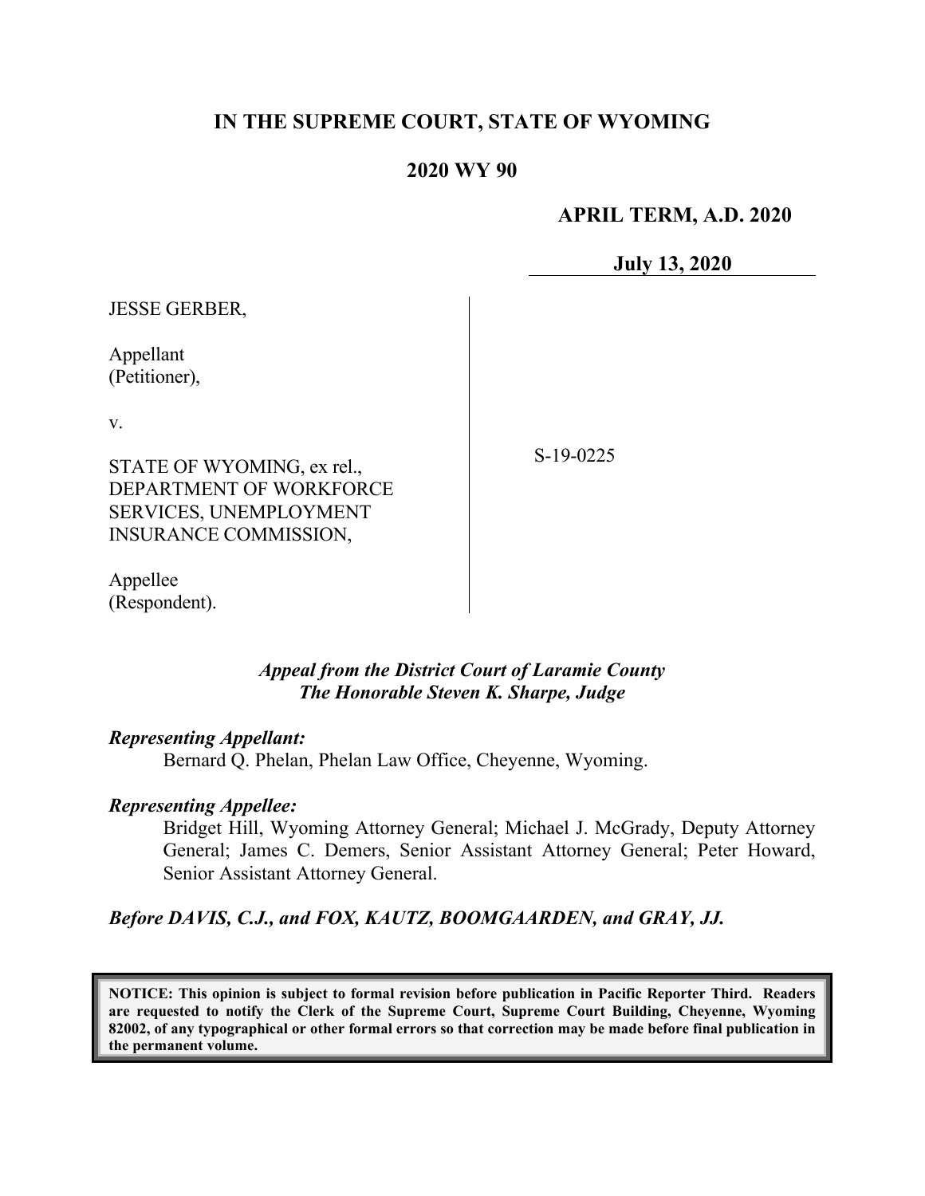# IN THE SUPREME COURT, STATE OF WYOMING

## 2020 WY 90

**APRIL TERM, A.D. 2020**

**July 13, 2020**

JESSE GERBER,

Appellant
(Petitioner),

v.

STATE OF WYOMING, ex rel., DEPARTMENT OF WORKFORCE SERVICES, UNEMPLOYMENT INSURANCE COMMISSION,

Appellee
(Respondent).

S-19-0225

***Appeal from the District Court of Laramie County***
***The Honorable Steven K. Sharpe, Judge***

***Representing Appellant:***

Bernard Q. Phelan, Phelan Law Office, Cheyenne, Wyoming.

***Representing Appellee:***

Bridget Hill, Wyoming Attorney General; Michael J. McGrady, Deputy Attorney General; James C. Demers, Senior Assistant Attorney General; Peter Howard, Senior Assistant Attorney General.

***Before DAVIS, C.J., and FOX, KAUTZ, BOOMGAARDEN, and GRAY, JJ.***

**NOTICE: This opinion is subject to formal revision before publication in Pacific Reporter Third. Readers are requested to notify the Clerk of the Supreme Court, Supreme Court Building, Cheyenne, Wyoming 82002, of any typographical or other formal errors so that correction may be made before final publication in the permanent volume.**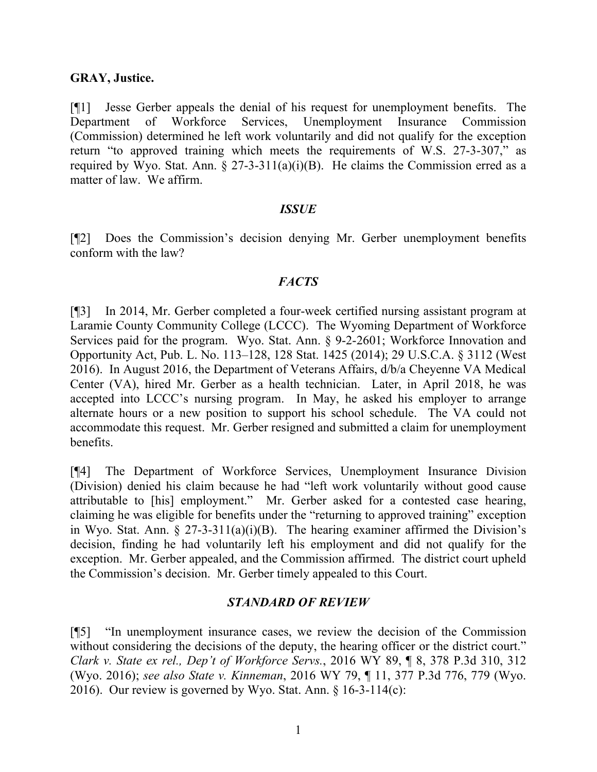**GRAY, Justice.**

[¶1] Jesse Gerber appeals the denial of his request for unemployment benefits. The Department of Workforce Services, Unemployment Insurance Commission (Commission) determined he left work voluntarily and did not qualify for the exception return "to approved training which meets the requirements of W.S. 27-3-307," as required by Wyo. Stat. Ann. § 27-3-311(a)(i)(B). He claims the Commission erred as a matter of law. We affirm.

### *ISSUE*

[¶2] Does the Commission's decision denying Mr. Gerber unemployment benefits conform with the law?

### *FACTS*

[¶3] In 2014, Mr. Gerber completed a four-week certified nursing assistant program at Laramie County Community College (LCCC). The Wyoming Department of Workforce Services paid for the program. Wyo. Stat. Ann. § 9-2-2601; Workforce Innovation and Opportunity Act, Pub. L. No. 113–128, 128 Stat. 1425 (2014); 29 U.S.C.A. § 3112 (West 2016). In August 2016, the Department of Veterans Affairs, d/b/a Cheyenne VA Medical Center (VA), hired Mr. Gerber as a health technician. Later, in April 2018, he was accepted into LCCC's nursing program. In May, he asked his employer to arrange alternate hours or a new position to support his school schedule. The VA could not accommodate this request. Mr. Gerber resigned and submitted a claim for unemployment benefits.

[¶4] The Department of Workforce Services, Unemployment Insurance Division (Division) denied his claim because he had "left work voluntarily without good cause attributable to [his] employment." Mr. Gerber asked for a contested case hearing, claiming he was eligible for benefits under the "returning to approved training" exception in Wyo. Stat. Ann. § 27-3-311(a)(i)(B). The hearing examiner affirmed the Division's decision, finding he had voluntarily left his employment and did not qualify for the exception. Mr. Gerber appealed, and the Commission affirmed. The district court upheld the Commission's decision. Mr. Gerber timely appealed to this Court.

### *STANDARD OF REVIEW*

[¶5] "In unemployment insurance cases, we review the decision of the Commission without considering the decisions of the deputy, the hearing officer or the district court." *Clark v. State ex rel., Dep't of Workforce Servs.*, 2016 WY 89, ¶ 8, 378 P.3d 310, 312 (Wyo. 2016); *see also State v. Kinneman*, 2016 WY 79, ¶ 11, 377 P.3d 776, 779 (Wyo. 2016). Our review is governed by Wyo. Stat. Ann. § 16-3-114(c):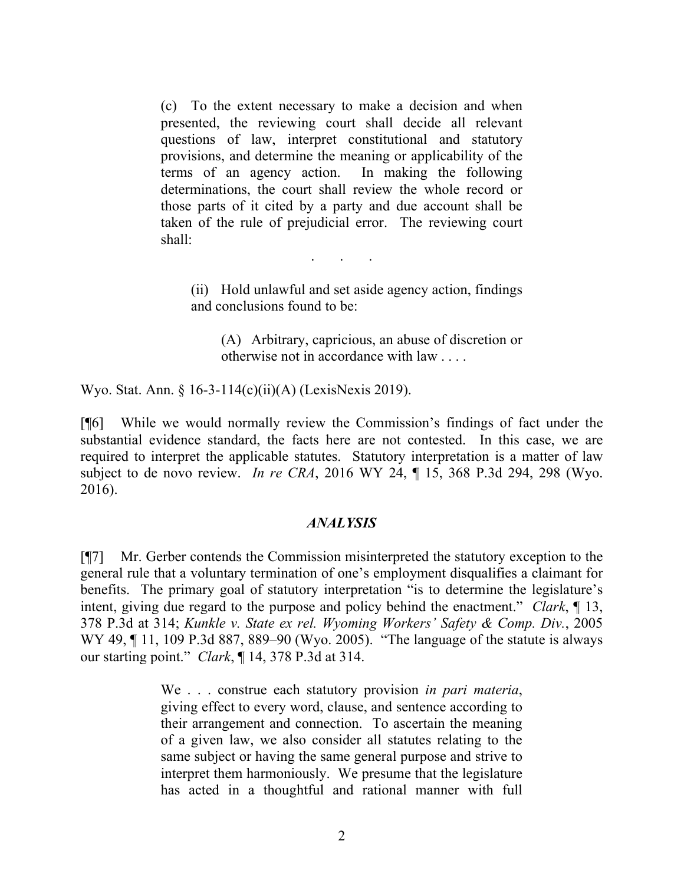> (c) To the extent necessary to make a decision and when presented, the reviewing court shall decide all relevant questions of law, interpret constitutional and statutory provisions, and determine the meaning or applicability of the terms of an agency action. In making the following determinations, the court shall review the whole record or those parts of it cited by a party and due account shall be taken of the rule of prejudicial error. The reviewing court shall:
>
> . . .
>
> > (ii) Hold unlawful and set aside agency action, findings and conclusions found to be:
> >
> > > (A) Arbitrary, capricious, an abuse of discretion or otherwise not in accordance with law . . . .

Wyo. Stat. Ann. § 16-3-114(c)(ii)(A) (LexisNexis 2019).

[¶6] While we would normally review the Commission's findings of fact under the substantial evidence standard, the facts here are not contested. In this case, we are required to interpret the applicable statutes. Statutory interpretation is a matter of law subject to de novo review. *In re CRA*, 2016 WY 24, ¶ 15, 368 P.3d 294, 298 (Wyo. 2016).

## *ANALYSIS*

[¶7] Mr. Gerber contends the Commission misinterpreted the statutory exception to the general rule that a voluntary termination of one's employment disqualifies a claimant for benefits. The primary goal of statutory interpretation "is to determine the legislature's intent, giving due regard to the purpose and policy behind the enactment." *Clark*, ¶ 13, 378 P.3d at 314; *Kunkle v. State ex rel. Wyoming Workers' Safety & Comp. Div.*, 2005 WY 49, ¶ 11, 109 P.3d 887, 889–90 (Wyo. 2005). "The language of the statute is always our starting point." *Clark*, ¶ 14, 378 P.3d at 314.

> We . . . construe each statutory provision *in pari materia*, giving effect to every word, clause, and sentence according to their arrangement and connection. To ascertain the meaning of a given law, we also consider all statutes relating to the same subject or having the same general purpose and strive to interpret them harmoniously. We presume that the legislature has acted in a thoughtful and rational manner with full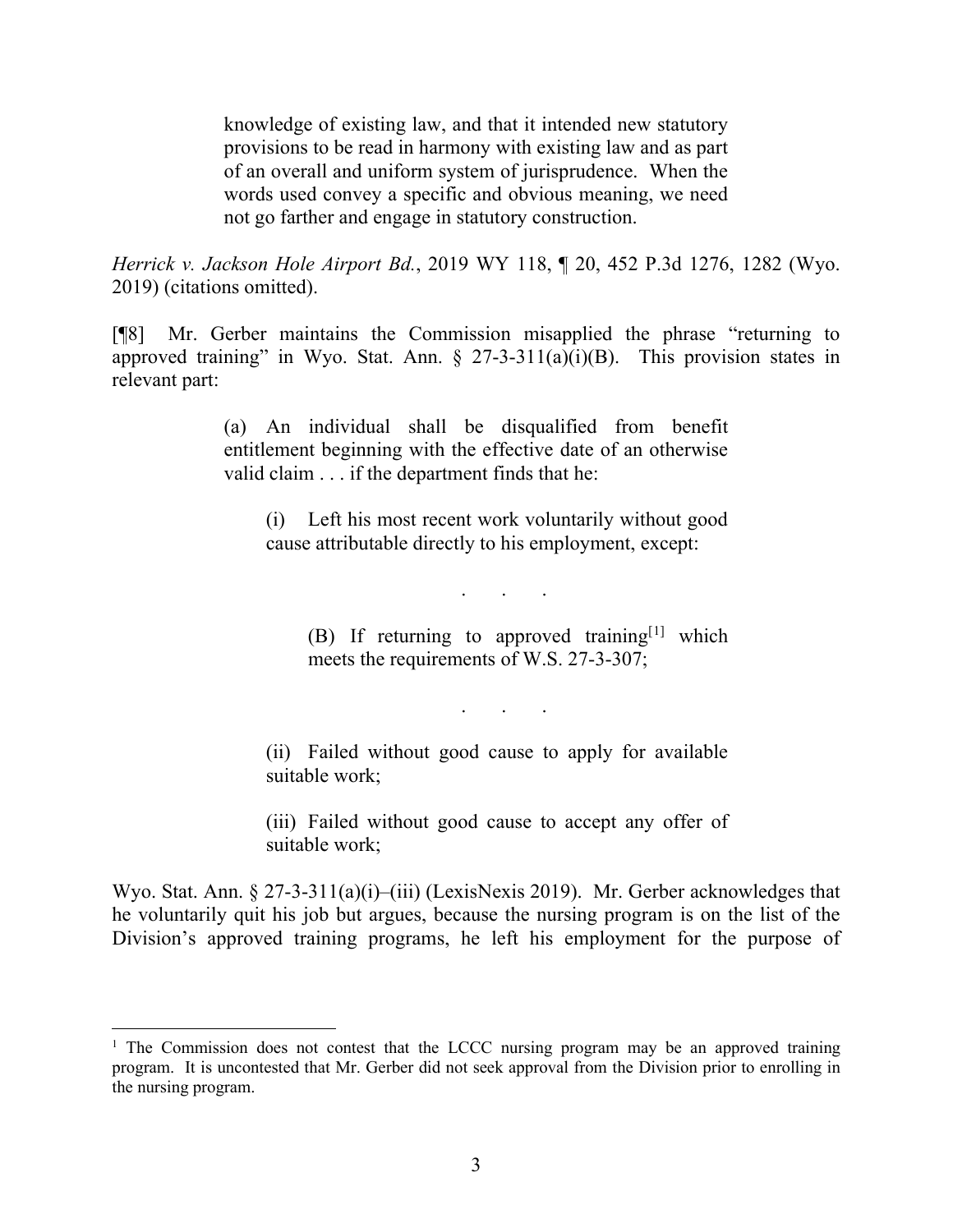> knowledge of existing law, and that it intended new statutory provisions to be read in harmony with existing law and as part of an overall and uniform system of jurisprudence. When the words used convey a specific and obvious meaning, we need not go farther and engage in statutory construction.

*Herrick v. Jackson Hole Airport Bd.*, 2019 WY 118, ¶ 20, 452 P.3d 1276, 1282 (Wyo. 2019) (citations omitted).

[¶8] Mr. Gerber maintains the Commission misapplied the phrase "returning to approved training" in Wyo. Stat. Ann. § 27-3-311(a)(i)(B). This provision states in relevant part:

> (a) An individual shall be disqualified from benefit entitlement beginning with the effective date of an otherwise valid claim . . . if the department finds that he:
>
> > (i) Left his most recent work voluntarily without good cause attributable directly to his employment, except:
> >
> > . . .
> >
> > > (B) If returning to approved training[1] which meets the requirements of W.S. 27-3-307;
> >
> > . . .
> >
> > (ii) Failed without good cause to apply for available suitable work;
> >
> > (iii) Failed without good cause to accept any offer of suitable work;

Wyo. Stat. Ann. § 27-3-311(a)(i)–(iii) (LexisNexis 2019). Mr. Gerber acknowledges that he voluntarily quit his job but argues, because the nursing program is on the list of the Division's approved training programs, he left his employment for the purpose of

---

[1] The Commission does not contest that the LCCC nursing program may be an approved training program. It is uncontested that Mr. Gerber did not seek approval from the Division prior to enrolling in the nursing program.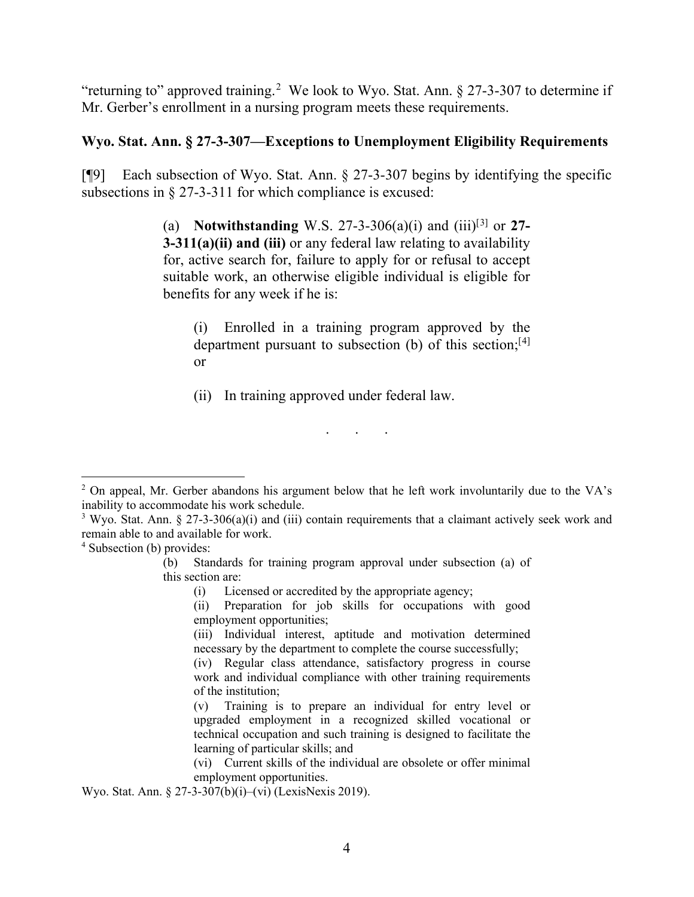"returning to" approved training.[2] We look to Wyo. Stat. Ann. § 27-3-307 to determine if Mr. Gerber's enrollment in a nursing program meets these requirements.

**Wyo. Stat. Ann. § 27-3-307—Exceptions to Unemployment Eligibility Requirements**

[¶9] Each subsection of Wyo. Stat. Ann. § 27-3-307 begins by identifying the specific subsections in § 27-3-311 for which compliance is excused:

> (a) **Notwithstanding** W.S. 27-3-306(a)(i) and (iii)[3] or **27-3-311(a)(ii) and (iii)** or any federal law relating to availability for, active search for, failure to apply for or refusal to accept suitable work, an otherwise eligible individual is eligible for benefits for any week if he is:
>
> > (i) Enrolled in a training program approved by the department pursuant to subsection (b) of this section;[4] or
> >
> > (ii) In training approved under federal law.
>
> . . .

---

[2] On appeal, Mr. Gerber abandons his argument below that he left work involuntarily due to the VA's inability to accommodate his work schedule.

[3] Wyo. Stat. Ann. § 27-3-306(a)(i) and (iii) contain requirements that a claimant actively seek work and remain able to and available for work.

[4] Subsection (b) provides:

> (b) Standards for training program approval under subsection (a) of this section are:
>
> > (i) Licensed or accredited by the appropriate agency;
> >
> > (ii) Preparation for job skills for occupations with good employment opportunities;
> >
> > (iii) Individual interest, aptitude and motivation determined necessary by the department to complete the course successfully;
> >
> > (iv) Regular class attendance, satisfactory progress in course work and individual compliance with other training requirements of the institution;
> >
> > (v) Training is to prepare an individual for entry level or upgraded employment in a recognized skilled vocational or technical occupation and such training is designed to facilitate the learning of particular skills; and
> >
> > (vi) Current skills of the individual are obsolete or offer minimal employment opportunities.

Wyo. Stat. Ann. § 27-3-307(b)(i)–(vi) (LexisNexis 2019).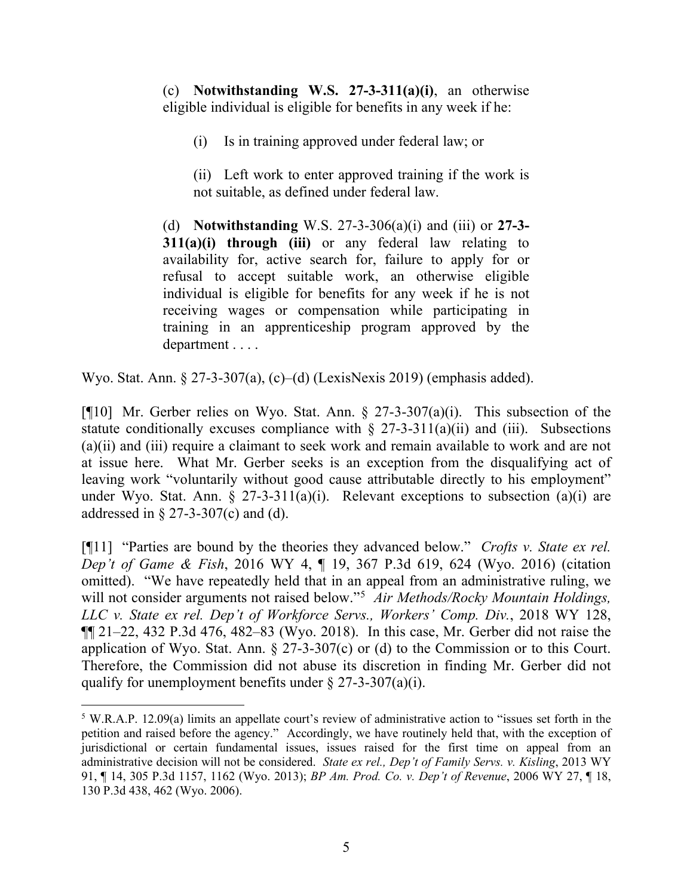> (c) **Notwithstanding W.S. 27-3-311(a)(i)**, an otherwise eligible individual is eligible for benefits in any week if he:
>
> > (i) Is in training approved under federal law; or
> >
> > (ii) Left work to enter approved training if the work is not suitable, as defined under federal law.
>
> (d) **Notwithstanding** W.S. 27-3-306(a)(i) and (iii) or **27-3-311(a)(i) through (iii)** or any federal law relating to availability for, active search for, failure to apply for or refusal to accept suitable work, an otherwise eligible individual is eligible for benefits for any week if he is not receiving wages or compensation while participating in training in an apprenticeship program approved by the department . . . .

Wyo. Stat. Ann. § 27-3-307(a), (c)–(d) (LexisNexis 2019) (emphasis added).

[¶10] Mr. Gerber relies on Wyo. Stat. Ann. § 27-3-307(a)(i). This subsection of the statute conditionally excuses compliance with § 27-3-311(a)(ii) and (iii). Subsections (a)(ii) and (iii) require a claimant to seek work and remain available to work and are not at issue here. What Mr. Gerber seeks is an exception from the disqualifying act of leaving work "voluntarily without good cause attributable directly to his employment" under Wyo. Stat. Ann. § 27-3-311(a)(i). Relevant exceptions to subsection (a)(i) are addressed in § 27-3-307(c) and (d).

[¶11] "Parties are bound by the theories they advanced below." *Crofts v. State ex rel. Dep't of Game & Fish*, 2016 WY 4, ¶ 19, 367 P.3d 619, 624 (Wyo. 2016) (citation omitted). "We have repeatedly held that in an appeal from an administrative ruling, we will not consider arguments not raised below."[5] *Air Methods/Rocky Mountain Holdings, LLC v. State ex rel. Dep't of Workforce Servs., Workers' Comp. Div.*, 2018 WY 128, ¶¶ 21–22, 432 P.3d 476, 482–83 (Wyo. 2018). In this case, Mr. Gerber did not raise the application of Wyo. Stat. Ann. § 27-3-307(c) or (d) to the Commission or to this Court. Therefore, the Commission did not abuse its discretion in finding Mr. Gerber did not qualify for unemployment benefits under § 27-3-307(a)(i).

---

[5] W.R.A.P. 12.09(a) limits an appellate court's review of administrative action to "issues set forth in the petition and raised before the agency." Accordingly, we have routinely held that, with the exception of jurisdictional or certain fundamental issues, issues raised for the first time on appeal from an administrative decision will not be considered. *State ex rel., Dep't of Family Servs. v. Kisling*, 2013 WY 91, ¶ 14, 305 P.3d 1157, 1162 (Wyo. 2013); *BP Am. Prod. Co. v. Dep't of Revenue*, 2006 WY 27, ¶ 18, 130 P.3d 438, 462 (Wyo. 2006).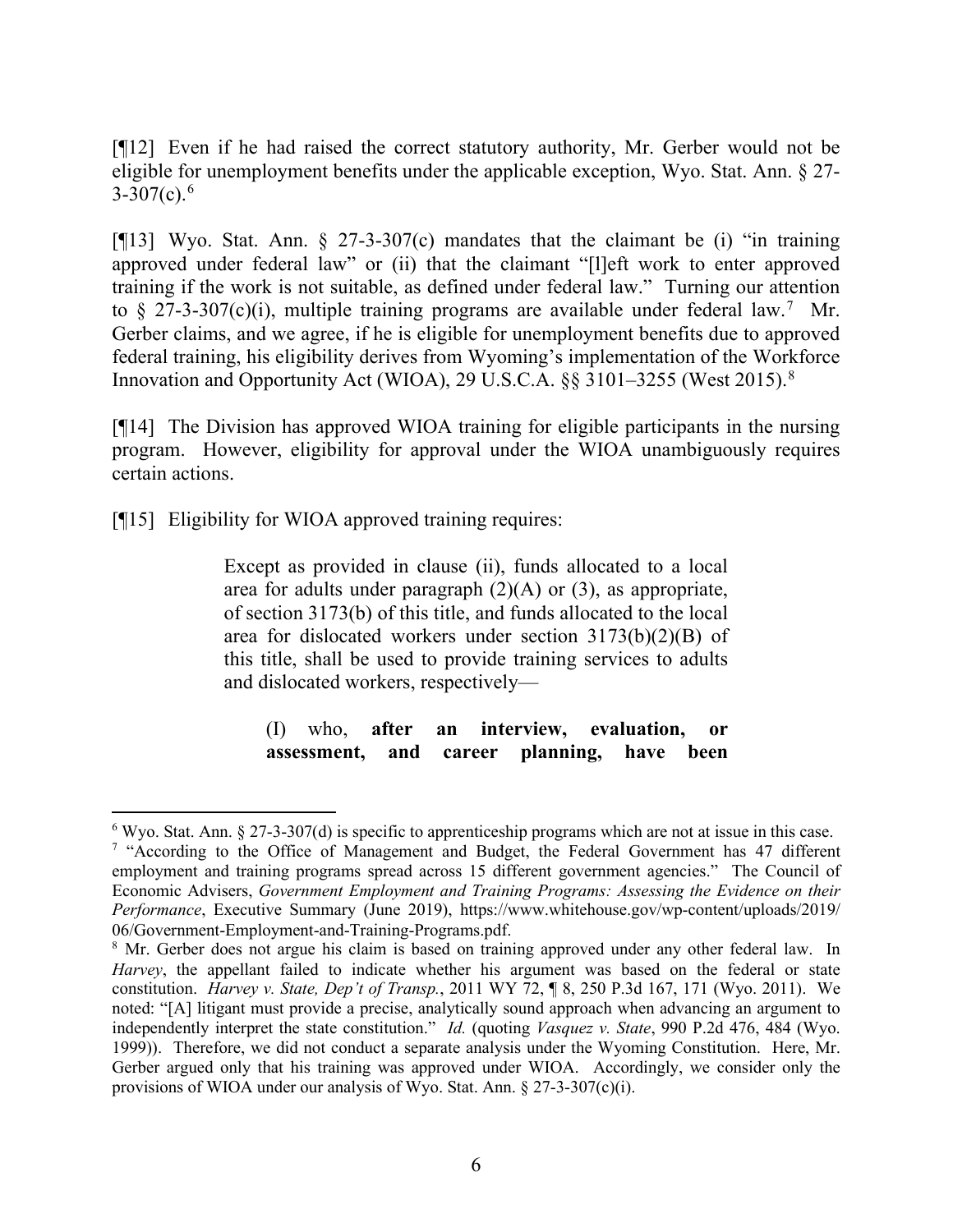[¶12] Even if he had raised the correct statutory authority, Mr. Gerber would not be eligible for unemployment benefits under the applicable exception, Wyo. Stat. Ann. § 27-3-307(c).[6]

[¶13] Wyo. Stat. Ann. § 27-3-307(c) mandates that the claimant be (i) "in training approved under federal law" or (ii) that the claimant "[l]eft work to enter approved training if the work is not suitable, as defined under federal law." Turning our attention to § 27-3-307(c)(i), multiple training programs are available under federal law.[7] Mr. Gerber claims, and we agree, if he is eligible for unemployment benefits due to approved federal training, his eligibility derives from Wyoming's implementation of the Workforce Innovation and Opportunity Act (WIOA), 29 U.S.C.A. §§ 3101–3255 (West 2015).[8]

[¶14] The Division has approved WIOA training for eligible participants in the nursing program. However, eligibility for approval under the WIOA unambiguously requires certain actions.

[¶15] Eligibility for WIOA approved training requires:

> Except as provided in clause (ii), funds allocated to a local area for adults under paragraph (2)(A) or (3), as appropriate, of section 3173(b) of this title, and funds allocated to the local area for dislocated workers under section 3173(b)(2)(B) of this title, shall be used to provide training services to adults and dislocated workers, respectively—
>
> > (I) who, **after an interview, evaluation, or assessment, and career planning, have been**

---

[6] Wyo. Stat. Ann. § 27-3-307(d) is specific to apprenticeship programs which are not at issue in this case.

[7] "According to the Office of Management and Budget, the Federal Government has 47 different employment and training programs spread across 15 different government agencies." The Council of Economic Advisers, *Government Employment and Training Programs: Assessing the Evidence on their Performance*, Executive Summary (June 2019), https://www.whitehouse.gov/wp-content/uploads/2019/06/Government-Employment-and-Training-Programs.pdf.

[8] Mr. Gerber does not argue his claim is based on training approved under any other federal law. In *Harvey*, the appellant failed to indicate whether his argument was based on the federal or state constitution. *Harvey v. State, Dep't of Transp.*, 2011 WY 72, ¶ 8, 250 P.3d 167, 171 (Wyo. 2011). We noted: "[A] litigant must provide a precise, analytically sound approach when advancing an argument to independently interpret the state constitution." *Id.* (quoting *Vasquez v. State*, 990 P.2d 476, 484 (Wyo. 1999)). Therefore, we did not conduct a separate analysis under the Wyoming Constitution. Here, Mr. Gerber argued only that his training was approved under WIOA. Accordingly, we consider only the provisions of WIOA under our analysis of Wyo. Stat. Ann. § 27-3-307(c)(i).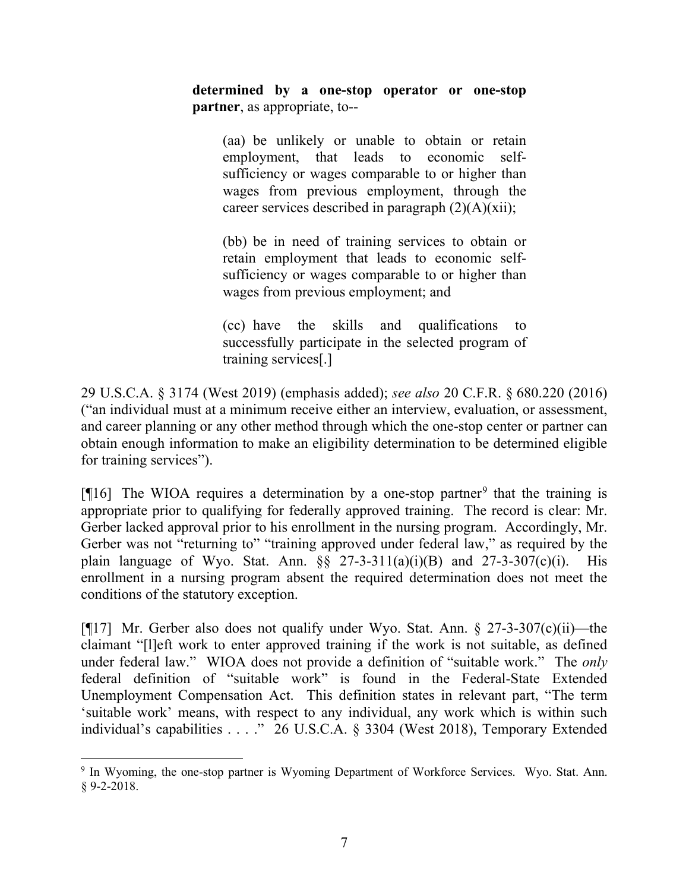> **determined by a one-stop operator or one-stop partner**, as appropriate, to--
>
> > (aa) be unlikely or unable to obtain or retain employment, that leads to economic self-sufficiency or wages comparable to or higher than wages from previous employment, through the career services described in paragraph (2)(A)(xii);
> >
> > (bb) be in need of training services to obtain or retain employment that leads to economic self-sufficiency or wages comparable to or higher than wages from previous employment; and
> >
> > (cc) have the skills and qualifications to successfully participate in the selected program of training services[.]

29 U.S.C.A. § 3174 (West 2019) (emphasis added); *see also* 20 C.F.R. § 680.220 (2016) ("an individual must at a minimum receive either an interview, evaluation, or assessment, and career planning or any other method through which the one-stop center or partner can obtain enough information to make an eligibility determination to be determined eligible for training services").

[¶16] The WIOA requires a determination by a one-stop partner[9] that the training is appropriate prior to qualifying for federally approved training. The record is clear: Mr. Gerber lacked approval prior to his enrollment in the nursing program. Accordingly, Mr. Gerber was not "returning to" "training approved under federal law," as required by the plain language of Wyo. Stat. Ann. §§ 27-3-311(a)(i)(B) and 27-3-307(c)(i). His enrollment in a nursing program absent the required determination does not meet the conditions of the statutory exception.

[¶17] Mr. Gerber also does not qualify under Wyo. Stat. Ann. § 27-3-307(c)(ii)—the claimant "[l]eft work to enter approved training if the work is not suitable, as defined under federal law." WIOA does not provide a definition of "suitable work." The *only* federal definition of "suitable work" is found in the Federal-State Extended Unemployment Compensation Act. This definition states in relevant part, "The term 'suitable work' means, with respect to any individual, any work which is within such individual's capabilities . . . ." 26 U.S.C.A. § 3304 (West 2018), Temporary Extended

---

[9] In Wyoming, the one-stop partner is Wyoming Department of Workforce Services. Wyo. Stat. Ann. § 9-2-2018.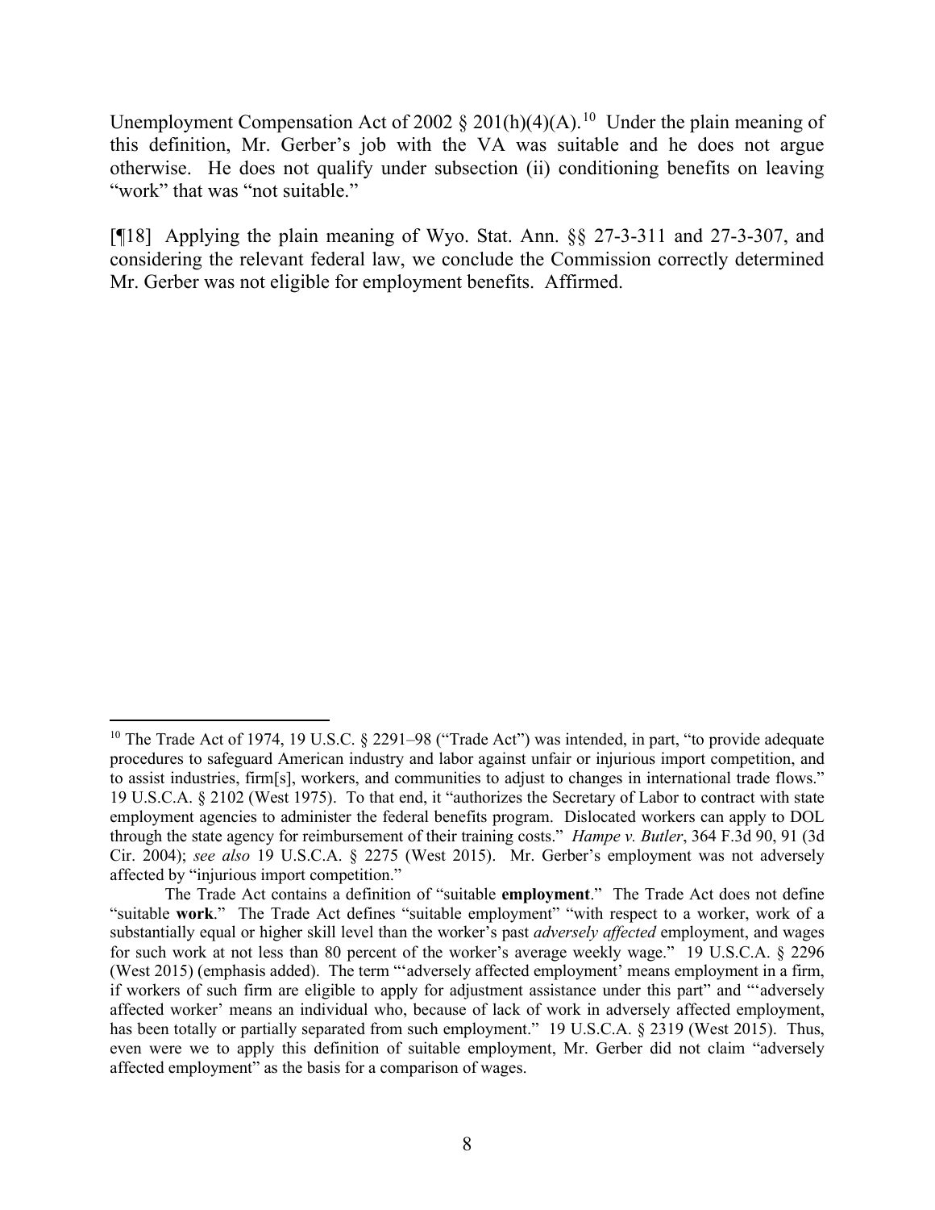Unemployment Compensation Act of 2002 § 201(h)(4)(A).[10] Under the plain meaning of this definition, Mr. Gerber's job with the VA was suitable and he does not argue otherwise. He does not qualify under subsection (ii) conditioning benefits on leaving "work" that was "not suitable."

[¶18] Applying the plain meaning of Wyo. Stat. Ann. §§ 27-3-311 and 27-3-307, and considering the relevant federal law, we conclude the Commission correctly determined Mr. Gerber was not eligible for employment benefits. Affirmed.

---

[10] The Trade Act of 1974, 19 U.S.C. § 2291–98 ("Trade Act") was intended, in part, "to provide adequate procedures to safeguard American industry and labor against unfair or injurious import competition, and to assist industries, firm[s], workers, and communities to adjust to changes in international trade flows." 19 U.S.C.A. § 2102 (West 1975). To that end, it "authorizes the Secretary of Labor to contract with state employment agencies to administer the federal benefits program. Dislocated workers can apply to DOL through the state agency for reimbursement of their training costs." *Hampe v. Butler*, 364 F.3d 90, 91 (3d Cir. 2004); *see also* 19 U.S.C.A. § 2275 (West 2015). Mr. Gerber's employment was not adversely affected by "injurious import competition."

The Trade Act contains a definition of "suitable **employment**." The Trade Act does not define "suitable **work**." The Trade Act defines "suitable employment" "with respect to a worker, work of a substantially equal or higher skill level than the worker's past *adversely affected* employment, and wages for such work at not less than 80 percent of the worker's average weekly wage." 19 U.S.C.A. § 2296 (West 2015) (emphasis added). The term "'adversely affected employment' means employment in a firm, if workers of such firm are eligible to apply for adjustment assistance under this part" and "'adversely affected worker' means an individual who, because of lack of work in adversely affected employment, has been totally or partially separated from such employment." 19 U.S.C.A. § 2319 (West 2015). Thus, even were we to apply this definition of suitable employment, Mr. Gerber did not claim "adversely affected employment" as the basis for a comparison of wages.